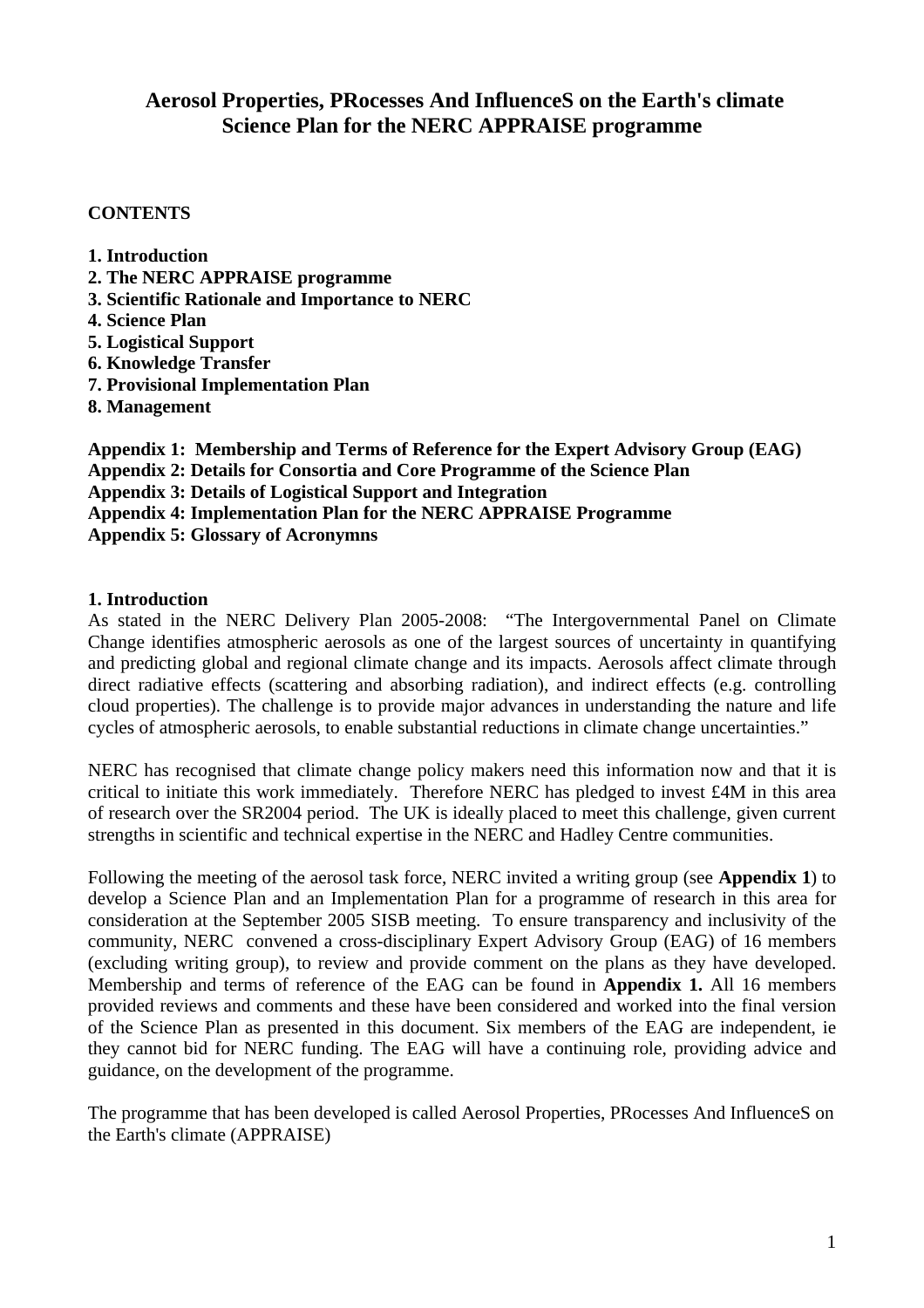# Aerosol Properties, PRocesses And InfluenceS on the Earth's climate
# Science Plan for the NERC APPRAISE programme

**CONTENTS**

**1. Introduction**
**2. The NERC APPRAISE programme**
**3. Scientific Rationale and Importance to NERC**
**4. Science Plan**
**5. Logistical Support**
**6. Knowledge Transfer**
**7. Provisional Implementation Plan**
**8. Management**

**Appendix 1: Membership and Terms of Reference for the Expert Advisory Group (EAG)**
**Appendix 2: Details for Consortia and Core Programme of the Science Plan**
**Appendix 3: Details of Logistical Support and Integration**
**Appendix 4: Implementation Plan for the NERC APPRAISE Programme**
**Appendix 5: Glossary of Acronymns**

## 1. Introduction

As stated in the NERC Delivery Plan 2005-2008: "The Intergovernmental Panel on Climate Change identifies atmospheric aerosols as one of the largest sources of uncertainty in quantifying and predicting global and regional climate change and its impacts. Aerosols affect climate through direct radiative effects (scattering and absorbing radiation), and indirect effects (e.g. controlling cloud properties). The challenge is to provide major advances in understanding the nature and life cycles of atmospheric aerosols, to enable substantial reductions in climate change uncertainties."

NERC has recognised that climate change policy makers need this information now and that it is critical to initiate this work immediately. Therefore NERC has pledged to invest £4M in this area of research over the SR2004 period. The UK is ideally placed to meet this challenge, given current strengths in scientific and technical expertise in the NERC and Hadley Centre communities.

Following the meeting of the aerosol task force, NERC invited a writing group (see **Appendix 1**) to develop a Science Plan and an Implementation Plan for a programme of research in this area for consideration at the September 2005 SISB meeting. To ensure transparency and inclusivity of the community, NERC convened a cross-disciplinary Expert Advisory Group (EAG) of 16 members (excluding writing group), to review and provide comment on the plans as they have developed. Membership and terms of reference of the EAG can be found in **Appendix 1.** All 16 members provided reviews and comments and these have been considered and worked into the final version of the Science Plan as presented in this document. Six members of the EAG are independent, ie they cannot bid for NERC funding. The EAG will have a continuing role, providing advice and guidance, on the development of the programme.

The programme that has been developed is called Aerosol Properties, PRocesses And InfluenceS on the Earth's climate (APPRAISE)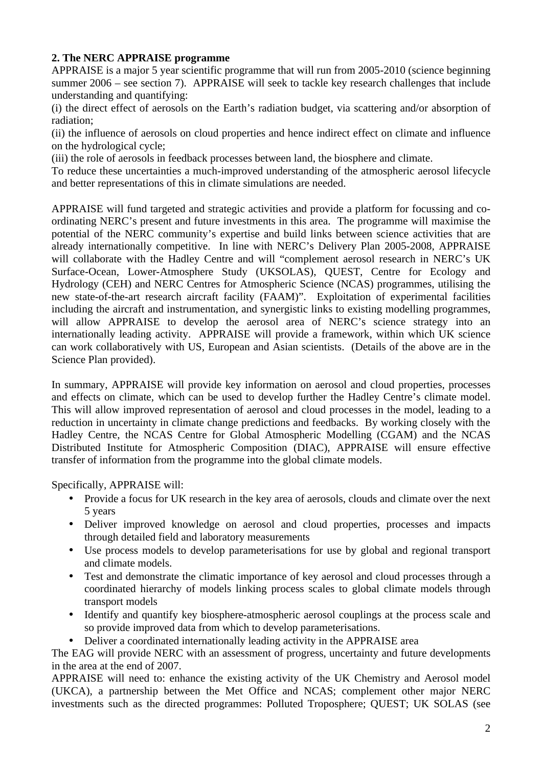## 2. The NERC APPRAISE programme

APPRAISE is a major 5 year scientific programme that will run from 2005-2010 (science beginning summer 2006 – see section 7). APPRAISE will seek to tackle key research challenges that include understanding and quantifying:

(i) the direct effect of aerosols on the Earth's radiation budget, via scattering and/or absorption of radiation;

(ii) the influence of aerosols on cloud properties and hence indirect effect on climate and influence on the hydrological cycle;

(iii) the role of aerosols in feedback processes between land, the biosphere and climate.

To reduce these uncertainties a much-improved understanding of the atmospheric aerosol lifecycle and better representations of this in climate simulations are needed.

APPRAISE will fund targeted and strategic activities and provide a platform for focussing and co-ordinating NERC's present and future investments in this area. The programme will maximise the potential of the NERC community's expertise and build links between science activities that are already internationally competitive. In line with NERC's Delivery Plan 2005-2008, APPRAISE will collaborate with the Hadley Centre and will "complement aerosol research in NERC's UK Surface-Ocean, Lower-Atmosphere Study (UKSOLAS), QUEST, Centre for Ecology and Hydrology (CEH) and NERC Centres for Atmospheric Science (NCAS) programmes, utilising the new state-of-the-art research aircraft facility (FAAM)". Exploitation of experimental facilities including the aircraft and instrumentation, and synergistic links to existing modelling programmes, will allow APPRAISE to develop the aerosol area of NERC's science strategy into an internationally leading activity. APPRAISE will provide a framework, within which UK science can work collaboratively with US, European and Asian scientists. (Details of the above are in the Science Plan provided).

In summary, APPRAISE will provide key information on aerosol and cloud properties, processes and effects on climate, which can be used to develop further the Hadley Centre's climate model. This will allow improved representation of aerosol and cloud processes in the model, leading to a reduction in uncertainty in climate change predictions and feedbacks. By working closely with the Hadley Centre, the NCAS Centre for Global Atmospheric Modelling (CGAM) and the NCAS Distributed Institute for Atmospheric Composition (DIAC), APPRAISE will ensure effective transfer of information from the programme into the global climate models.

Specifically, APPRAISE will:

- Provide a focus for UK research in the key area of aerosols, clouds and climate over the next 5 years
- Deliver improved knowledge on aerosol and cloud properties, processes and impacts through detailed field and laboratory measurements
- Use process models to develop parameterisations for use by global and regional transport and climate models.
- Test and demonstrate the climatic importance of key aerosol and cloud processes through a coordinated hierarchy of models linking process scales to global climate models through transport models
- Identify and quantify key biosphere-atmospheric aerosol couplings at the process scale and so provide improved data from which to develop parameterisations.
- Deliver a coordinated internationally leading activity in the APPRAISE area

The EAG will provide NERC with an assessment of progress, uncertainty and future developments in the area at the end of 2007.

APPRAISE will need to: enhance the existing activity of the UK Chemistry and Aerosol model (UKCA), a partnership between the Met Office and NCAS; complement other major NERC investments such as the directed programmes: Polluted Troposphere; QUEST; UK SOLAS (see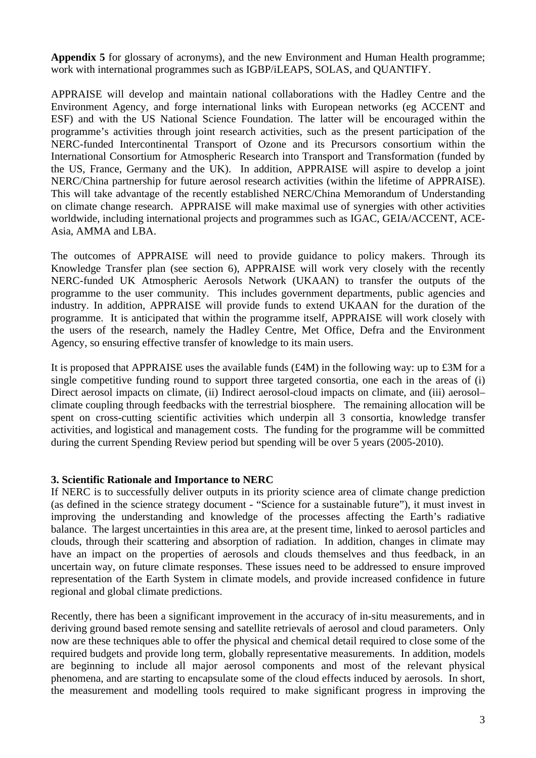**Appendix 5** for glossary of acronyms), and the new Environment and Human Health programme; work with international programmes such as IGBP/iLEAPS, SOLAS, and QUANTIFY.

APPRAISE will develop and maintain national collaborations with the Hadley Centre and the Environment Agency, and forge international links with European networks (eg ACCENT and ESF) and with the US National Science Foundation. The latter will be encouraged within the programme's activities through joint research activities, such as the present participation of the NERC-funded Intercontinental Transport of Ozone and its Precursors consortium within the International Consortium for Atmospheric Research into Transport and Transformation (funded by the US, France, Germany and the UK). In addition, APPRAISE will aspire to develop a joint NERC/China partnership for future aerosol research activities (within the lifetime of APPRAISE). This will take advantage of the recently established NERC/China Memorandum of Understanding on climate change research. APPRAISE will make maximal use of synergies with other activities worldwide, including international projects and programmes such as IGAC, GEIA/ACCENT, ACE-Asia, AMMA and LBA.

The outcomes of APPRAISE will need to provide guidance to policy makers. Through its Knowledge Transfer plan (see section 6), APPRAISE will work very closely with the recently NERC-funded UK Atmospheric Aerosols Network (UKAAN) to transfer the outputs of the programme to the user community. This includes government departments, public agencies and industry. In addition, APPRAISE will provide funds to extend UKAAN for the duration of the programme. It is anticipated that within the programme itself, APPRAISE will work closely with the users of the research, namely the Hadley Centre, Met Office, Defra and the Environment Agency, so ensuring effective transfer of knowledge to its main users.

It is proposed that APPRAISE uses the available funds (£4M) in the following way: up to £3M for a single competitive funding round to support three targeted consortia, one each in the areas of (i) Direct aerosol impacts on climate, (ii) Indirect aerosol-cloud impacts on climate, and (iii) aerosol–climate coupling through feedbacks with the terrestrial biosphere. The remaining allocation will be spent on cross-cutting scientific activities which underpin all 3 consortia, knowledge transfer activities, and logistical and management costs. The funding for the programme will be committed during the current Spending Review period but spending will be over 5 years (2005-2010).

## 3. Scientific Rationale and Importance to NERC

If NERC is to successfully deliver outputs in its priority science area of climate change prediction (as defined in the science strategy document - "Science for a sustainable future"), it must invest in improving the understanding and knowledge of the processes affecting the Earth's radiative balance. The largest uncertainties in this area are, at the present time, linked to aerosol particles and clouds, through their scattering and absorption of radiation. In addition, changes in climate may have an impact on the properties of aerosols and clouds themselves and thus feedback, in an uncertain way, on future climate responses. These issues need to be addressed to ensure improved representation of the Earth System in climate models, and provide increased confidence in future regional and global climate predictions.

Recently, there has been a significant improvement in the accuracy of in-situ measurements, and in deriving ground based remote sensing and satellite retrievals of aerosol and cloud parameters. Only now are these techniques able to offer the physical and chemical detail required to close some of the required budgets and provide long term, globally representative measurements. In addition, models are beginning to include all major aerosol components and most of the relevant physical phenomena, and are starting to encapsulate some of the cloud effects induced by aerosols. In short, the measurement and modelling tools required to make significant progress in improving the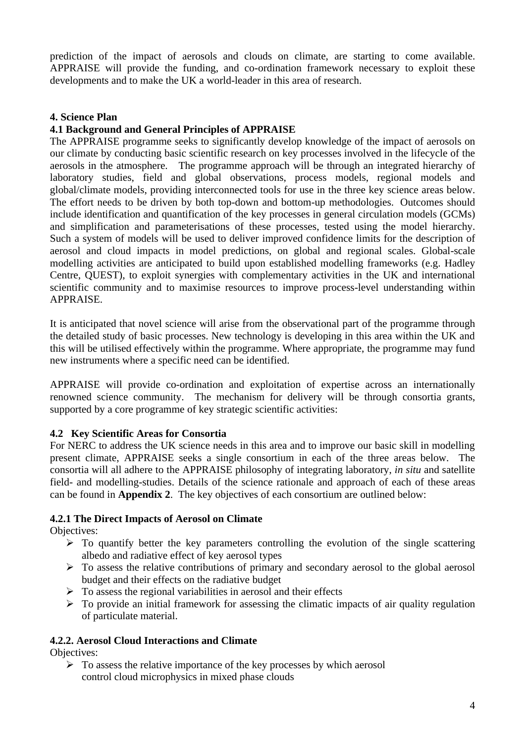prediction of the impact of aerosols and clouds on climate, are starting to come available. APPRAISE will provide the funding, and co-ordination framework necessary to exploit these developments and to make the UK a world-leader in this area of research.

## 4. Science Plan

### 4.1 Background and General Principles of APPRAISE

The APPRAISE programme seeks to significantly develop knowledge of the impact of aerosols on our climate by conducting basic scientific research on key processes involved in the lifecycle of the aerosols in the atmosphere. The programme approach will be through an integrated hierarchy of laboratory studies, field and global observations, process models, regional models and global/climate models, providing interconnected tools for use in the three key science areas below. The effort needs to be driven by both top-down and bottom-up methodologies. Outcomes should include identification and quantification of the key processes in general circulation models (GCMs) and simplification and parameterisations of these processes, tested using the model hierarchy. Such a system of models will be used to deliver improved confidence limits for the description of aerosol and cloud impacts in model predictions, on global and regional scales. Global-scale modelling activities are anticipated to build upon established modelling frameworks (e.g. Hadley Centre, QUEST), to exploit synergies with complementary activities in the UK and international scientific community and to maximise resources to improve process-level understanding within APPRAISE.

It is anticipated that novel science will arise from the observational part of the programme through the detailed study of basic processes. New technology is developing in this area within the UK and this will be utilised effectively within the programme. Where appropriate, the programme may fund new instruments where a specific need can be identified.

APPRAISE will provide co-ordination and exploitation of expertise across an internationally renowned science community. The mechanism for delivery will be through consortia grants, supported by a core programme of key strategic scientific activities:

### 4.2 Key Scientific Areas for Consortia

For NERC to address the UK science needs in this area and to improve our basic skill in modelling present climate, APPRAISE seeks a single consortium in each of the three areas below. The consortia will all adhere to the APPRAISE philosophy of integrating laboratory, *in situ* and satellite field- and modelling-studies. Details of the science rationale and approach of each of these areas can be found in **Appendix 2**. The key objectives of each consortium are outlined below:

#### 4.2.1 The Direct Impacts of Aerosol on Climate

Objectives:

- To quantify better the key parameters controlling the evolution of the single scattering albedo and radiative effect of key aerosol types
- To assess the relative contributions of primary and secondary aerosol to the global aerosol budget and their effects on the radiative budget
- To assess the regional variabilities in aerosol and their effects
- To provide an initial framework for assessing the climatic impacts of air quality regulation of particulate material.

#### 4.2.2. Aerosol Cloud Interactions and Climate

Objectives:

- To assess the relative importance of the key processes by which aerosol control cloud microphysics in mixed phase clouds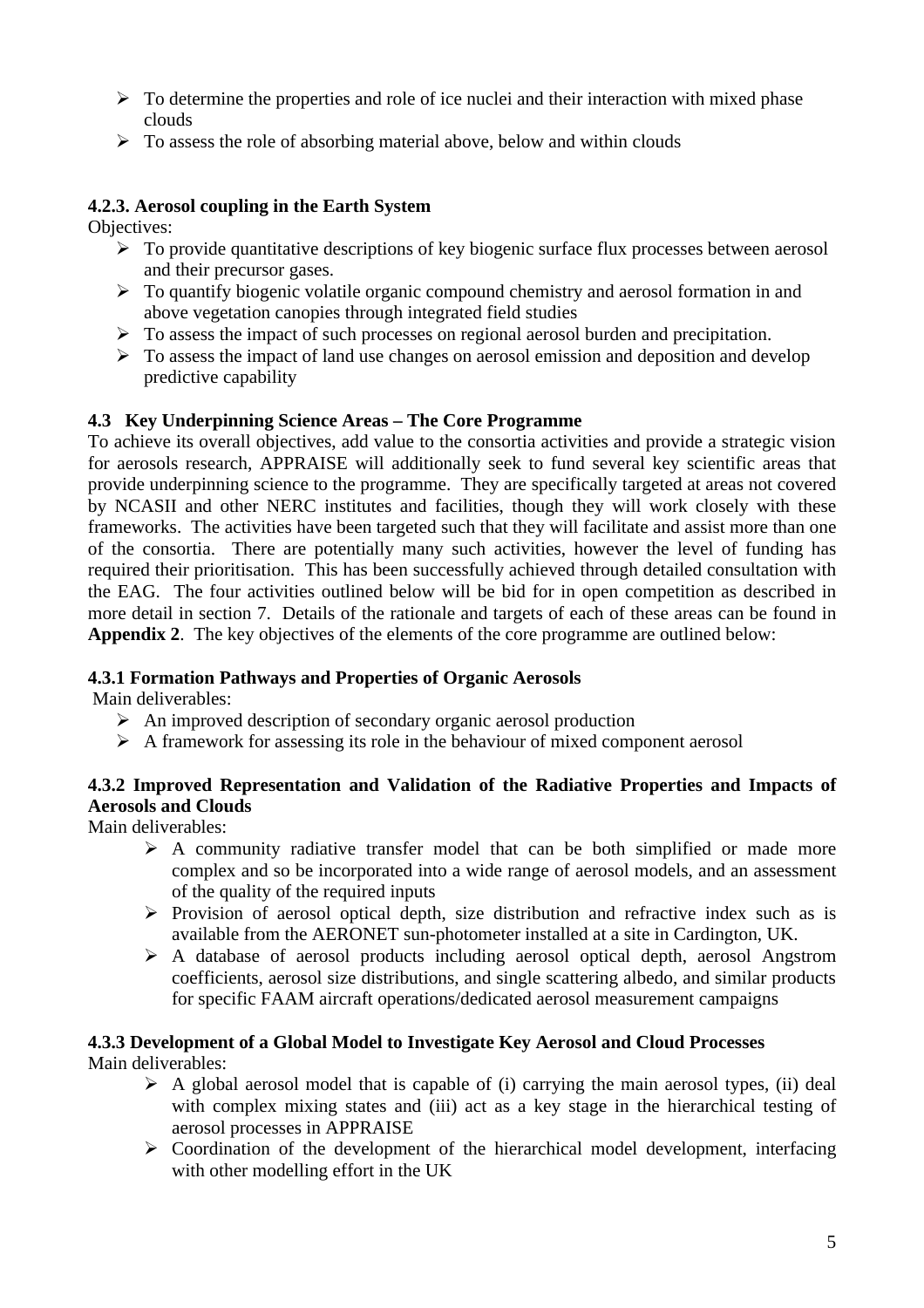- To determine the properties and role of ice nuclei and their interaction with mixed phase clouds
- To assess the role of absorbing material above, below and within clouds

#### 4.2.3. Aerosol coupling in the Earth System

Objectives:

- To provide quantitative descriptions of key biogenic surface flux processes between aerosol and their precursor gases.
- To quantify biogenic volatile organic compound chemistry and aerosol formation in and above vegetation canopies through integrated field studies
- To assess the impact of such processes on regional aerosol burden and precipitation.
- To assess the impact of land use changes on aerosol emission and deposition and develop predictive capability

### 4.3 Key Underpinning Science Areas – The Core Programme

To achieve its overall objectives, add value to the consortia activities and provide a strategic vision for aerosols research, APPRAISE will additionally seek to fund several key scientific areas that provide underpinning science to the programme. They are specifically targeted at areas not covered by NCASII and other NERC institutes and facilities, though they will work closely with these frameworks. The activities have been targeted such that they will facilitate and assist more than one of the consortia. There are potentially many such activities, however the level of funding has required their prioritisation. This has been successfully achieved through detailed consultation with the EAG. The four activities outlined below will be bid for in open competition as described in more detail in section 7. Details of the rationale and targets of each of these areas can be found in **Appendix 2**. The key objectives of the elements of the core programme are outlined below:

#### 4.3.1 Formation Pathways and Properties of Organic Aerosols

Main deliverables:

- An improved description of secondary organic aerosol production
- A framework for assessing its role in the behaviour of mixed component aerosol

#### 4.3.2 Improved Representation and Validation of the Radiative Properties and Impacts of Aerosols and Clouds

Main deliverables:

- A community radiative transfer model that can be both simplified or made more complex and so be incorporated into a wide range of aerosol models, and an assessment of the quality of the required inputs
- Provision of aerosol optical depth, size distribution and refractive index such as is available from the AERONET sun-photometer installed at a site in Cardington, UK.
- A database of aerosol products including aerosol optical depth, aerosol Angstrom coefficients, aerosol size distributions, and single scattering albedo, and similar products for specific FAAM aircraft operations/dedicated aerosol measurement campaigns

#### 4.3.3 Development of a Global Model to Investigate Key Aerosol and Cloud Processes

Main deliverables:

- A global aerosol model that is capable of (i) carrying the main aerosol types, (ii) deal with complex mixing states and (iii) act as a key stage in the hierarchical testing of aerosol processes in APPRAISE
- Coordination of the development of the hierarchical model development, interfacing with other modelling effort in the UK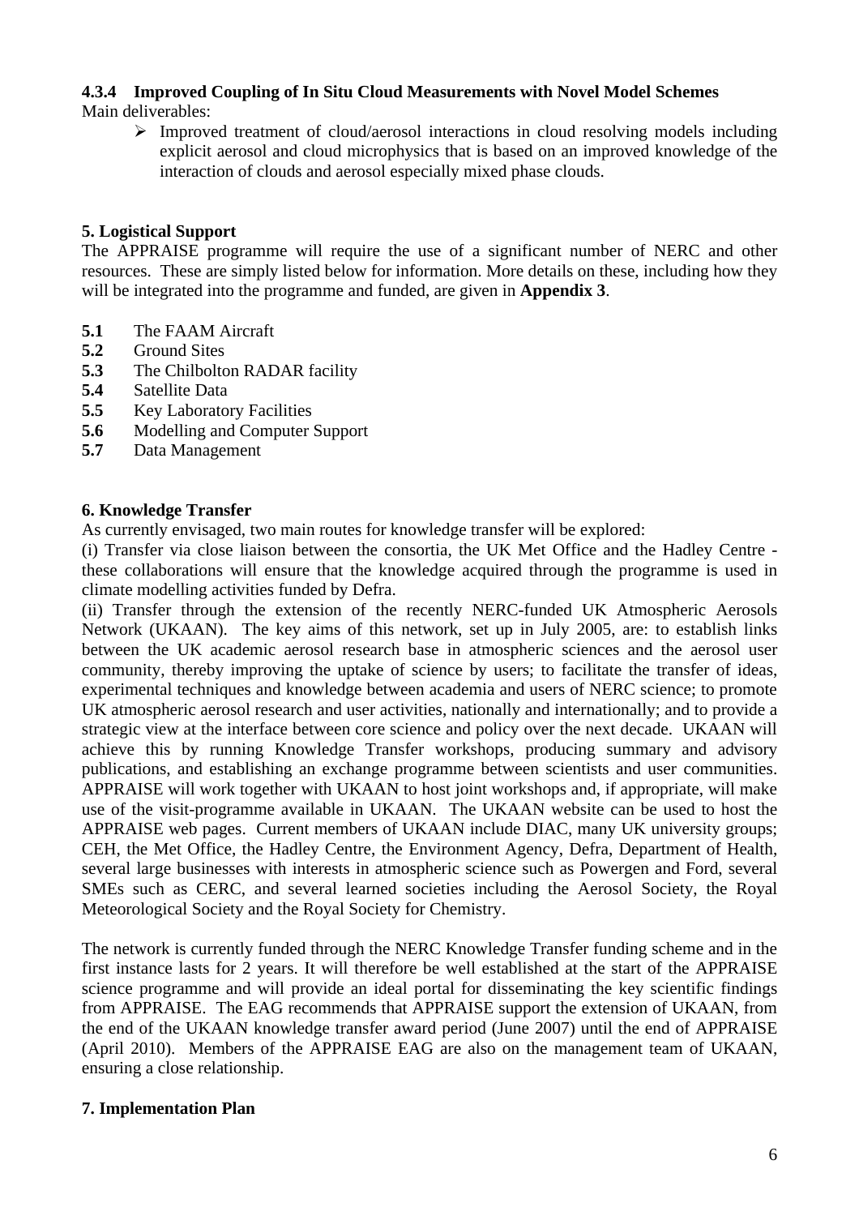### 4.3.4 Improved Coupling of In Situ Cloud Measurements with Novel Model Schemes

Main deliverables:

- Improved treatment of cloud/aerosol interactions in cloud resolving models including explicit aerosol and cloud microphysics that is based on an improved knowledge of the interaction of clouds and aerosol especially mixed phase clouds.

## 5. Logistical Support

The APPRAISE programme will require the use of a significant number of NERC and other resources. These are simply listed below for information. More details on these, including how they will be integrated into the programme and funded, are given in **Appendix 3**.

**5.1** The FAAM Aircraft
**5.2** Ground Sites
**5.3** The Chilbolton RADAR facility
**5.4** Satellite Data
**5.5** Key Laboratory Facilities
**5.6** Modelling and Computer Support
**5.7** Data Management

## 6. Knowledge Transfer

As currently envisaged, two main routes for knowledge transfer will be explored:

(i) Transfer via close liaison between the consortia, the UK Met Office and the Hadley Centre - these collaborations will ensure that the knowledge acquired through the programme is used in climate modelling activities funded by Defra.

(ii) Transfer through the extension of the recently NERC-funded UK Atmospheric Aerosols Network (UKAAN). The key aims of this network, set up in July 2005, are: to establish links between the UK academic aerosol research base in atmospheric sciences and the aerosol user community, thereby improving the uptake of science by users; to facilitate the transfer of ideas, experimental techniques and knowledge between academia and users of NERC science; to promote UK atmospheric aerosol research and user activities, nationally and internationally; and to provide a strategic view at the interface between core science and policy over the next decade. UKAAN will achieve this by running Knowledge Transfer workshops, producing summary and advisory publications, and establishing an exchange programme between scientists and user communities. APPRAISE will work together with UKAAN to host joint workshops and, if appropriate, will make use of the visit-programme available in UKAAN. The UKAAN website can be used to host the APPRAISE web pages. Current members of UKAAN include DIAC, many UK university groups; CEH, the Met Office, the Hadley Centre, the Environment Agency, Defra, Department of Health, several large businesses with interests in atmospheric science such as Powergen and Ford, several SMEs such as CERC, and several learned societies including the Aerosol Society, the Royal Meteorological Society and the Royal Society for Chemistry.

The network is currently funded through the NERC Knowledge Transfer funding scheme and in the first instance lasts for 2 years. It will therefore be well established at the start of the APPRAISE science programme and will provide an ideal portal for disseminating the key scientific findings from APPRAISE. The EAG recommends that APPRAISE support the extension of UKAAN, from the end of the UKAAN knowledge transfer award period (June 2007) until the end of APPRAISE (April 2010). Members of the APPRAISE EAG are also on the management team of UKAAN, ensuring a close relationship.

## 7. Implementation Plan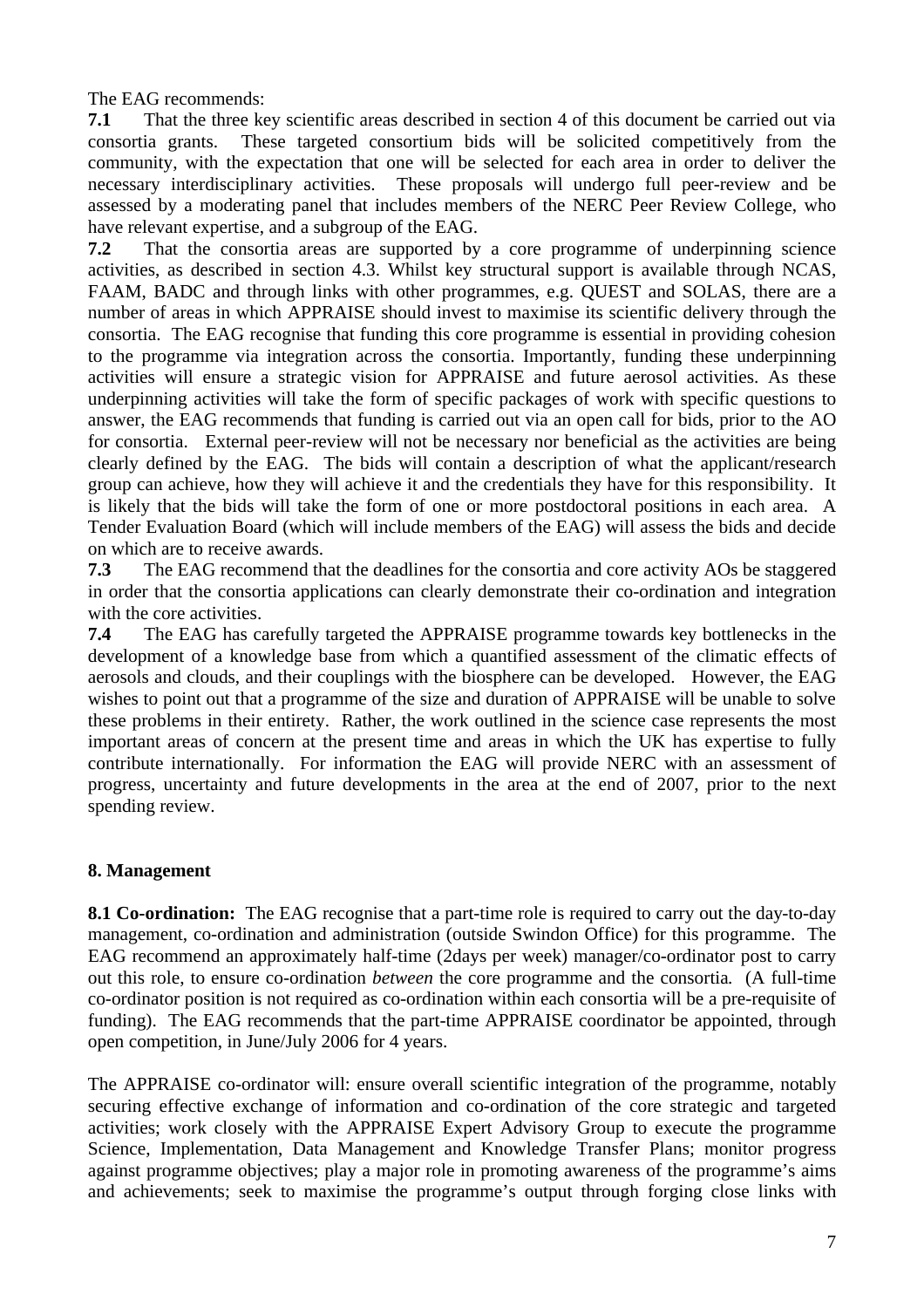The EAG recommends:

**7.1** That the three key scientific areas described in section 4 of this document be carried out via consortia grants. These targeted consortium bids will be solicited competitively from the community, with the expectation that one will be selected for each area in order to deliver the necessary interdisciplinary activities. These proposals will undergo full peer-review and be assessed by a moderating panel that includes members of the NERC Peer Review College, who have relevant expertise, and a subgroup of the EAG.

**7.2** That the consortia areas are supported by a core programme of underpinning science activities, as described in section 4.3. Whilst key structural support is available through NCAS, FAAM, BADC and through links with other programmes, e.g. QUEST and SOLAS, there are a number of areas in which APPRAISE should invest to maximise its scientific delivery through the consortia. The EAG recognise that funding this core programme is essential in providing cohesion to the programme via integration across the consortia. Importantly, funding these underpinning activities will ensure a strategic vision for APPRAISE and future aerosol activities. As these underpinning activities will take the form of specific packages of work with specific questions to answer, the EAG recommends that funding is carried out via an open call for bids, prior to the AO for consortia. External peer-review will not be necessary nor beneficial as the activities are being clearly defined by the EAG. The bids will contain a description of what the applicant/research group can achieve, how they will achieve it and the credentials they have for this responsibility. It is likely that the bids will take the form of one or more postdoctoral positions in each area. A Tender Evaluation Board (which will include members of the EAG) will assess the bids and decide on which are to receive awards.

**7.3** The EAG recommend that the deadlines for the consortia and core activity AOs be staggered in order that the consortia applications can clearly demonstrate their co-ordination and integration with the core activities.

**7.4** The EAG has carefully targeted the APPRAISE programme towards key bottlenecks in the development of a knowledge base from which a quantified assessment of the climatic effects of aerosols and clouds, and their couplings with the biosphere can be developed. However, the EAG wishes to point out that a programme of the size and duration of APPRAISE will be unable to solve these problems in their entirety. Rather, the work outlined in the science case represents the most important areas of concern at the present time and areas in which the UK has expertise to fully contribute internationally. For information the EAG will provide NERC with an assessment of progress, uncertainty and future developments in the area at the end of 2007, prior to the next spending review.

## 8. Management

**8.1 Co-ordination:** The EAG recognise that a part-time role is required to carry out the day-to-day management, co-ordination and administration (outside Swindon Office) for this programme. The EAG recommend an approximately half-time (2days per week) manager/co-ordinator post to carry out this role, to ensure co-ordination *between* the core programme and the consortia. (A full-time co-ordinator position is not required as co-ordination within each consortia will be a pre-requisite of funding). The EAG recommends that the part-time APPRAISE coordinator be appointed, through open competition, in June/July 2006 for 4 years.

The APPRAISE co-ordinator will: ensure overall scientific integration of the programme, notably securing effective exchange of information and co-ordination of the core strategic and targeted activities; work closely with the APPRAISE Expert Advisory Group to execute the programme Science, Implementation, Data Management and Knowledge Transfer Plans; monitor progress against programme objectives; play a major role in promoting awareness of the programme's aims and achievements; seek to maximise the programme's output through forging close links with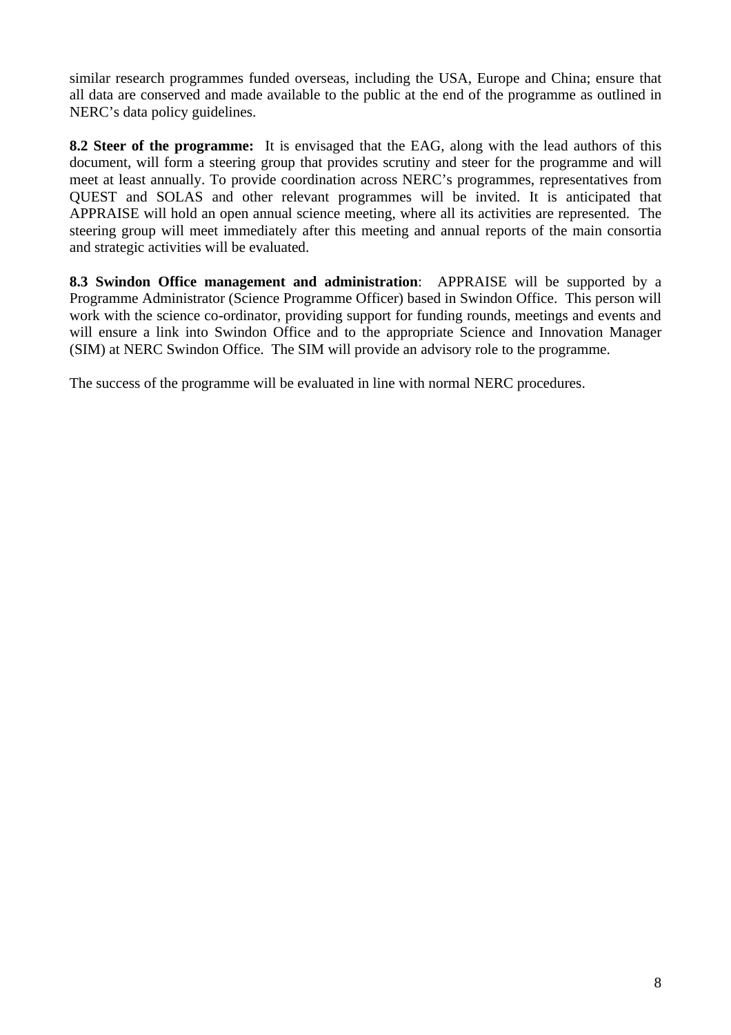similar research programmes funded overseas, including the USA, Europe and China; ensure that all data are conserved and made available to the public at the end of the programme as outlined in NERC's data policy guidelines.

**8.2 Steer of the programme:** It is envisaged that the EAG, along with the lead authors of this document, will form a steering group that provides scrutiny and steer for the programme and will meet at least annually. To provide coordination across NERC's programmes, representatives from QUEST and SOLAS and other relevant programmes will be invited. It is anticipated that APPRAISE will hold an open annual science meeting, where all its activities are represented. The steering group will meet immediately after this meeting and annual reports of the main consortia and strategic activities will be evaluated.

**8.3 Swindon Office management and administration**: APPRAISE will be supported by a Programme Administrator (Science Programme Officer) based in Swindon Office. This person will work with the science co-ordinator, providing support for funding rounds, meetings and events and will ensure a link into Swindon Office and to the appropriate Science and Innovation Manager (SIM) at NERC Swindon Office. The SIM will provide an advisory role to the programme.

The success of the programme will be evaluated in line with normal NERC procedures.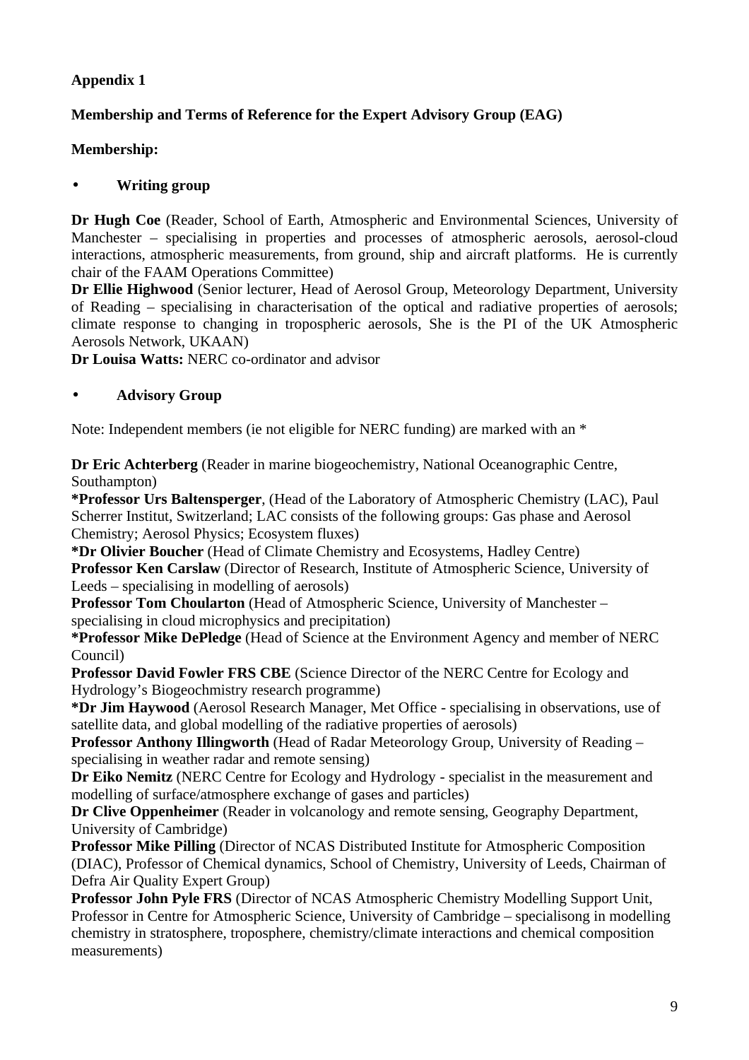**Appendix 1**

**Membership and Terms of Reference for the Expert Advisory Group (EAG)**

**Membership:**

- **Writing group**

**Dr Hugh Coe** (Reader, School of Earth, Atmospheric and Environmental Sciences, University of Manchester – specialising in properties and processes of atmospheric aerosols, aerosol-cloud interactions, atmospheric measurements, from ground, ship and aircraft platforms. He is currently chair of the FAAM Operations Committee)

**Dr Ellie Highwood** (Senior lecturer, Head of Aerosol Group, Meteorology Department, University of Reading – specialising in characterisation of the optical and radiative properties of aerosols; climate response to changing in tropospheric aerosols, She is the PI of the UK Atmospheric Aerosols Network, UKAAN)

**Dr Louisa Watts:** NERC co-ordinator and advisor

- **Advisory Group**

Note: Independent members (ie not eligible for NERC funding) are marked with an *

**Dr Eric Achterberg** (Reader in marine biogeochemistry, National Oceanographic Centre, Southampton)

***Professor Urs Baltensperger**, (Head of the Laboratory of Atmospheric Chemistry (LAC), Paul Scherrer Institut, Switzerland; LAC consists of the following groups: Gas phase and Aerosol Chemistry; Aerosol Physics; Ecosystem fluxes)

***Dr Olivier Boucher** (Head of Climate Chemistry and Ecosystems, Hadley Centre)

**Professor Ken Carslaw** (Director of Research, Institute of Atmospheric Science, University of Leeds – specialising in modelling of aerosols)

**Professor Tom Choularton** (Head of Atmospheric Science, University of Manchester – specialising in cloud microphysics and precipitation)

***Professor Mike DePledge** (Head of Science at the Environment Agency and member of NERC Council)

**Professor David Fowler FRS CBE** (Science Director of the NERC Centre for Ecology and Hydrology's Biogeochmistry research programme)

***Dr Jim Haywood** (Aerosol Research Manager, Met Office - specialising in observations, use of satellite data, and global modelling of the radiative properties of aerosols)

**Professor Anthony Illingworth** (Head of Radar Meteorology Group, University of Reading – specialising in weather radar and remote sensing)

**Dr Eiko Nemitz** (NERC Centre for Ecology and Hydrology - specialist in the measurement and modelling of surface/atmosphere exchange of gases and particles)

**Dr Clive Oppenheimer** (Reader in volcanology and remote sensing, Geography Department, University of Cambridge)

**Professor Mike Pilling** (Director of NCAS Distributed Institute for Atmospheric Composition (DIAC), Professor of Chemical dynamics, School of Chemistry, University of Leeds, Chairman of Defra Air Quality Expert Group)

**Professor John Pyle FRS** (Director of NCAS Atmospheric Chemistry Modelling Support Unit, Professor in Centre for Atmospheric Science, University of Cambridge – specialisong in modelling chemistry in stratosphere, troposphere, chemistry/climate interactions and chemical composition measurements)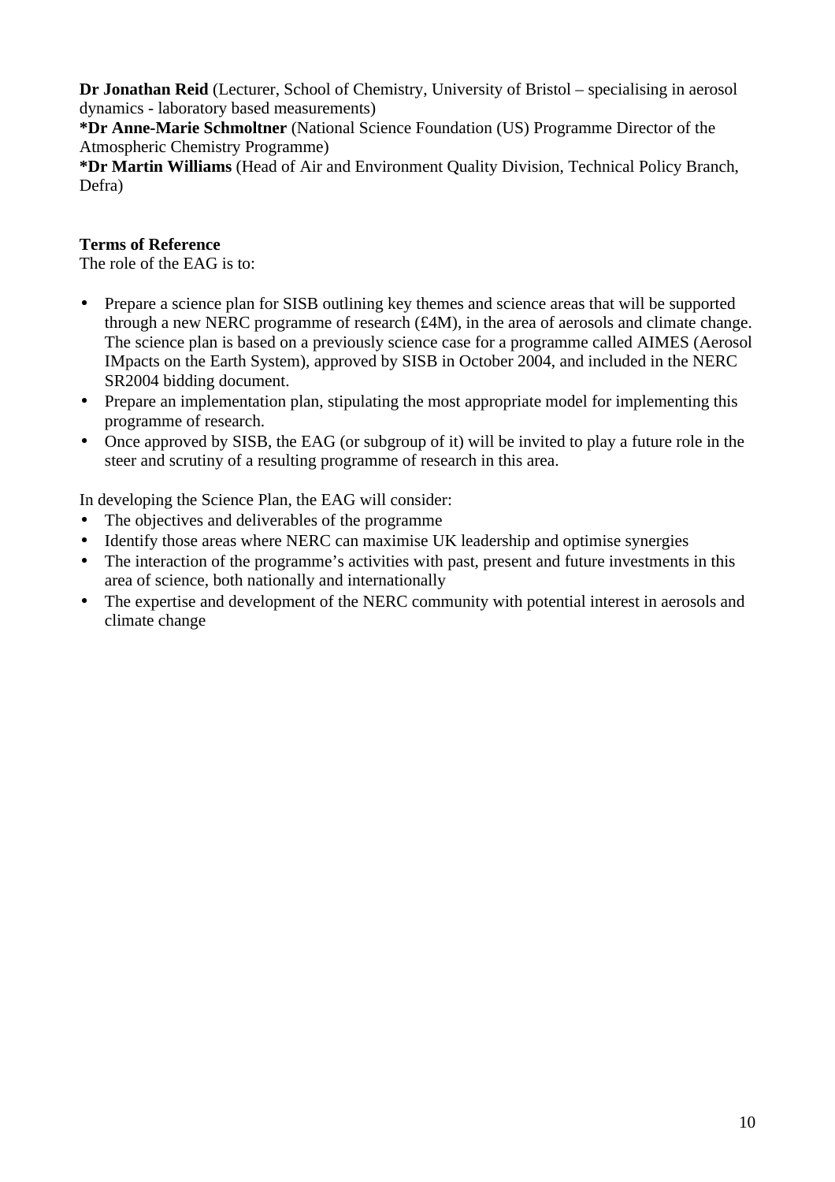**Dr Jonathan Reid** (Lecturer, School of Chemistry, University of Bristol – specialising in aerosol dynamics - laboratory based measurements)
***Dr Anne-Marie Schmoltner** (National Science Foundation (US) Programme Director of the Atmospheric Chemistry Programme)
***Dr Martin Williams** (Head of Air and Environment Quality Division, Technical Policy Branch, Defra)

**Terms of Reference**
The role of the EAG is to:

- Prepare a science plan for SISB outlining key themes and science areas that will be supported through a new NERC programme of research (£4M), in the area of aerosols and climate change. The science plan is based on a previously science case for a programme called AIMES (Aerosol IMpacts on the Earth System), approved by SISB in October 2004, and included in the NERC SR2004 bidding document.
- Prepare an implementation plan, stipulating the most appropriate model for implementing this programme of research.
- Once approved by SISB, the EAG (or subgroup of it) will be invited to play a future role in the steer and scrutiny of a resulting programme of research in this area.

In developing the Science Plan, the EAG will consider:

- The objectives and deliverables of the programme
- Identify those areas where NERC can maximise UK leadership and optimise synergies
- The interaction of the programme's activities with past, present and future investments in this area of science, both nationally and internationally
- The expertise and development of the NERC community with potential interest in aerosols and climate change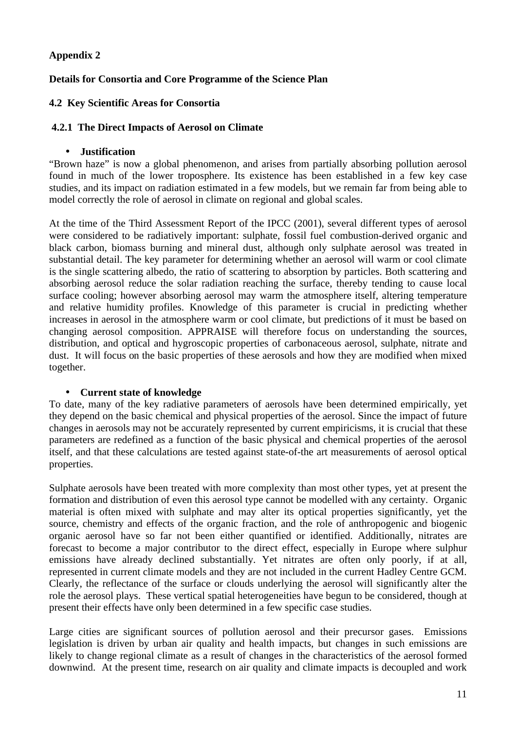**Appendix 2**

**Details for Consortia and Core Programme of the Science Plan**

**4.2 Key Scientific Areas for Consortia**

**4.2.1 The Direct Impacts of Aerosol on Climate**

- **Justification**

"Brown haze" is now a global phenomenon, and arises from partially absorbing pollution aerosol found in much of the lower troposphere. Its existence has been established in a few key case studies, and its impact on radiation estimated in a few models, but we remain far from being able to model correctly the role of aerosol in climate on regional and global scales.

At the time of the Third Assessment Report of the IPCC (2001), several different types of aerosol were considered to be radiatively important: sulphate, fossil fuel combustion-derived organic and black carbon, biomass burning and mineral dust, although only sulphate aerosol was treated in substantial detail. The key parameter for determining whether an aerosol will warm or cool climate is the single scattering albedo, the ratio of scattering to absorption by particles. Both scattering and absorbing aerosol reduce the solar radiation reaching the surface, thereby tending to cause local surface cooling; however absorbing aerosol may warm the atmosphere itself, altering temperature and relative humidity profiles. Knowledge of this parameter is crucial in predicting whether increases in aerosol in the atmosphere warm or cool climate, but predictions of it must be based on changing aerosol composition. APPRAISE will therefore focus on understanding the sources, distribution, and optical and hygroscopic properties of carbonaceous aerosol, sulphate, nitrate and dust. It will focus on the basic properties of these aerosols and how they are modified when mixed together.

- **Current state of knowledge**

To date, many of the key radiative parameters of aerosols have been determined empirically, yet they depend on the basic chemical and physical properties of the aerosol. Since the impact of future changes in aerosols may not be accurately represented by current empiricisms, it is crucial that these parameters are redefined as a function of the basic physical and chemical properties of the aerosol itself, and that these calculations are tested against state-of-the art measurements of aerosol optical properties.

Sulphate aerosols have been treated with more complexity than most other types, yet at present the formation and distribution of even this aerosol type cannot be modelled with any certainty. Organic material is often mixed with sulphate and may alter its optical properties significantly, yet the source, chemistry and effects of the organic fraction, and the role of anthropogenic and biogenic organic aerosol have so far not been either quantified or identified. Additionally, nitrates are forecast to become a major contributor to the direct effect, especially in Europe where sulphur emissions have already declined substantially. Yet nitrates are often only poorly, if at all, represented in current climate models and they are not included in the current Hadley Centre GCM. Clearly, the reflectance of the surface or clouds underlying the aerosol will significantly alter the role the aerosol plays. These vertical spatial heterogeneities have begun to be considered, though at present their effects have only been determined in a few specific case studies.

Large cities are significant sources of pollution aerosol and their precursor gases. Emissions legislation is driven by urban air quality and health impacts, but changes in such emissions are likely to change regional climate as a result of changes in the characteristics of the aerosol formed downwind. At the present time, research on air quality and climate impacts is decoupled and work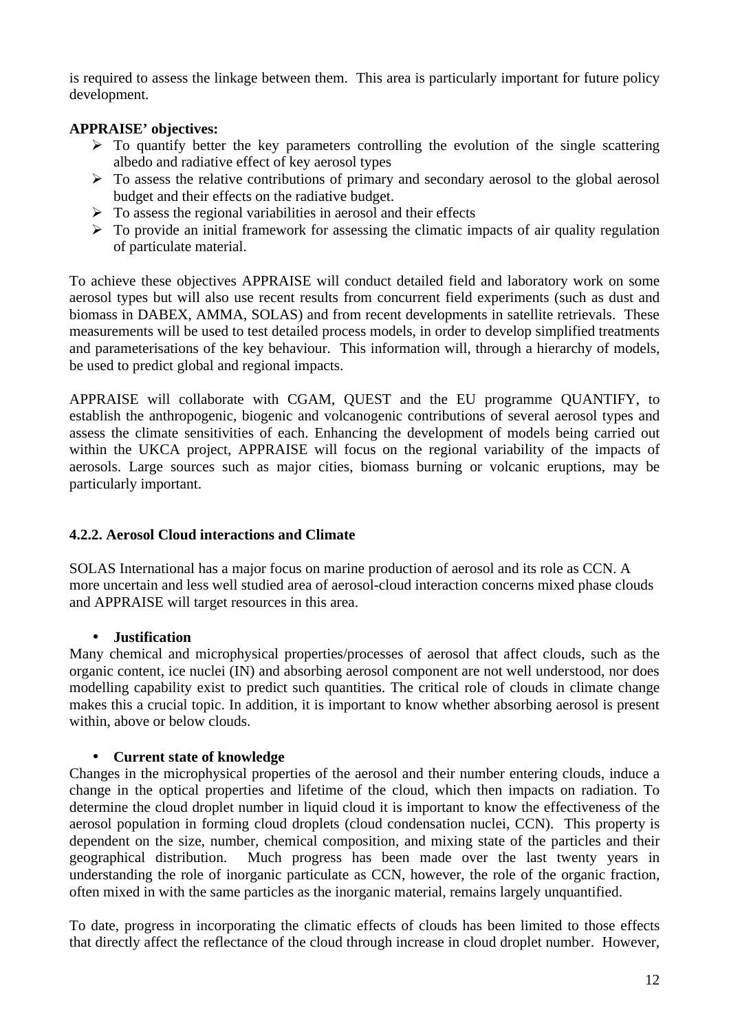is required to assess the linkage between them. This area is particularly important for future policy development.

**APPRAISE' objectives:**

- To quantify better the key parameters controlling the evolution of the single scattering albedo and radiative effect of key aerosol types
- To assess the relative contributions of primary and secondary aerosol to the global aerosol budget and their effects on the radiative budget.
- To assess the regional variabilities in aerosol and their effects
- To provide an initial framework for assessing the climatic impacts of air quality regulation of particulate material.

To achieve these objectives APPRAISE will conduct detailed field and laboratory work on some aerosol types but will also use recent results from concurrent field experiments (such as dust and biomass in DABEX, AMMA, SOLAS) and from recent developments in satellite retrievals. These measurements will be used to test detailed process models, in order to develop simplified treatments and parameterisations of the key behaviour. This information will, through a hierarchy of models, be used to predict global and regional impacts.

APPRAISE will collaborate with CGAM, QUEST and the EU programme QUANTIFY, to establish the anthropogenic, biogenic and volcanogenic contributions of several aerosol types and assess the climate sensitivities of each. Enhancing the development of models being carried out within the UKCA project, APPRAISE will focus on the regional variability of the impacts of aerosols. Large sources such as major cities, biomass burning or volcanic eruptions, may be particularly important.

### 4.2.2. Aerosol Cloud interactions and Climate

SOLAS International has a major focus on marine production of aerosol and its role as CCN. A more uncertain and less well studied area of aerosol-cloud interaction concerns mixed phase clouds and APPRAISE will target resources in this area.

- **Justification**

Many chemical and microphysical properties/processes of aerosol that affect clouds, such as the organic content, ice nuclei (IN) and absorbing aerosol component are not well understood, nor does modelling capability exist to predict such quantities. The critical role of clouds in climate change makes this a crucial topic. In addition, it is important to know whether absorbing aerosol is present within, above or below clouds.

- **Current state of knowledge**

Changes in the microphysical properties of the aerosol and their number entering clouds, induce a change in the optical properties and lifetime of the cloud, which then impacts on radiation. To determine the cloud droplet number in liquid cloud it is important to know the effectiveness of the aerosol population in forming cloud droplets (cloud condensation nuclei, CCN). This property is dependent on the size, number, chemical composition, and mixing state of the particles and their geographical distribution. Much progress has been made over the last twenty years in understanding the role of inorganic particulate as CCN, however, the role of the organic fraction, often mixed in with the same particles as the inorganic material, remains largely unquantified.

To date, progress in incorporating the climatic effects of clouds has been limited to those effects that directly affect the reflectance of the cloud through increase in cloud droplet number. However,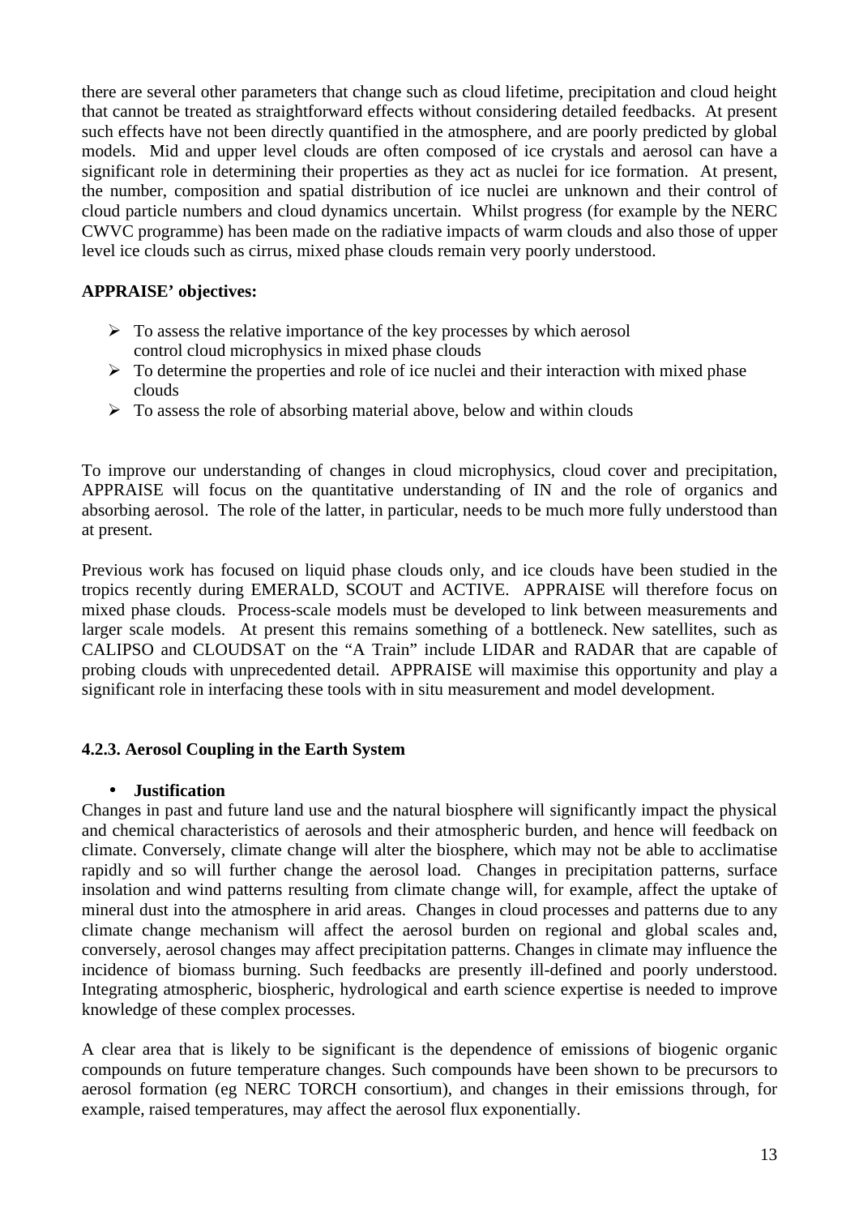there are several other parameters that change such as cloud lifetime, precipitation and cloud height that cannot be treated as straightforward effects without considering detailed feedbacks. At present such effects have not been directly quantified in the atmosphere, and are poorly predicted by global models. Mid and upper level clouds are often composed of ice crystals and aerosol can have a significant role in determining their properties as they act as nuclei for ice formation. At present, the number, composition and spatial distribution of ice nuclei are unknown and their control of cloud particle numbers and cloud dynamics uncertain. Whilst progress (for example by the NERC CWVC programme) has been made on the radiative impacts of warm clouds and also those of upper level ice clouds such as cirrus, mixed phase clouds remain very poorly understood.

**APPRAISE' objectives:**

- To assess the relative importance of the key processes by which aerosol control cloud microphysics in mixed phase clouds
- To determine the properties and role of ice nuclei and their interaction with mixed phase clouds
- To assess the role of absorbing material above, below and within clouds

To improve our understanding of changes in cloud microphysics, cloud cover and precipitation, APPRAISE will focus on the quantitative understanding of IN and the role of organics and absorbing aerosol. The role of the latter, in particular, needs to be much more fully understood than at present.

Previous work has focused on liquid phase clouds only, and ice clouds have been studied in the tropics recently during EMERALD, SCOUT and ACTIVE. APPRAISE will therefore focus on mixed phase clouds. Process-scale models must be developed to link between measurements and larger scale models. At present this remains something of a bottleneck. New satellites, such as CALIPSO and CLOUDSAT on the "A Train" include LIDAR and RADAR that are capable of probing clouds with unprecedented detail. APPRAISE will maximise this opportunity and play a significant role in interfacing these tools with in situ measurement and model development.

### 4.2.3. Aerosol Coupling in the Earth System

- **Justification**

Changes in past and future land use and the natural biosphere will significantly impact the physical and chemical characteristics of aerosols and their atmospheric burden, and hence will feedback on climate. Conversely, climate change will alter the biosphere, which may not be able to acclimatise rapidly and so will further change the aerosol load. Changes in precipitation patterns, surface insolation and wind patterns resulting from climate change will, for example, affect the uptake of mineral dust into the atmosphere in arid areas. Changes in cloud processes and patterns due to any climate change mechanism will affect the aerosol burden on regional and global scales and, conversely, aerosol changes may affect precipitation patterns. Changes in climate may influence the incidence of biomass burning. Such feedbacks are presently ill-defined and poorly understood. Integrating atmospheric, biospheric, hydrological and earth science expertise is needed to improve knowledge of these complex processes.

A clear area that is likely to be significant is the dependence of emissions of biogenic organic compounds on future temperature changes. Such compounds have been shown to be precursors to aerosol formation (eg NERC TORCH consortium), and changes in their emissions through, for example, raised temperatures, may affect the aerosol flux exponentially.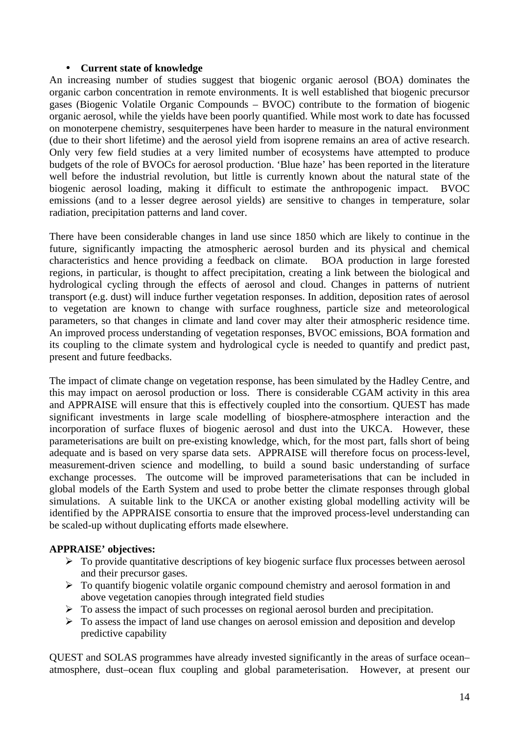- **Current state of knowledge**

An increasing number of studies suggest that biogenic organic aerosol (BOA) dominates the organic carbon concentration in remote environments. It is well established that biogenic precursor gases (Biogenic Volatile Organic Compounds – BVOC) contribute to the formation of biogenic organic aerosol, while the yields have been poorly quantified. While most work to date has focussed on monoterpene chemistry, sesquiterpenes have been harder to measure in the natural environment (due to their short lifetime) and the aerosol yield from isoprene remains an area of active research. Only very few field studies at a very limited number of ecosystems have attempted to produce budgets of the role of BVOCs for aerosol production. 'Blue haze' has been reported in the literature well before the industrial revolution, but little is currently known about the natural state of the biogenic aerosol loading, making it difficult to estimate the anthropogenic impact. BVOC emissions (and to a lesser degree aerosol yields) are sensitive to changes in temperature, solar radiation, precipitation patterns and land cover.

There have been considerable changes in land use since 1850 which are likely to continue in the future, significantly impacting the atmospheric aerosol burden and its physical and chemical characteristics and hence providing a feedback on climate. BOA production in large forested regions, in particular, is thought to affect precipitation, creating a link between the biological and hydrological cycling through the effects of aerosol and cloud. Changes in patterns of nutrient transport (e.g. dust) will induce further vegetation responses. In addition, deposition rates of aerosol to vegetation are known to change with surface roughness, particle size and meteorological parameters, so that changes in climate and land cover may alter their atmospheric residence time. An improved process understanding of vegetation responses, BVOC emissions, BOA formation and its coupling to the climate system and hydrological cycle is needed to quantify and predict past, present and future feedbacks.

The impact of climate change on vegetation response, has been simulated by the Hadley Centre, and this may impact on aerosol production or loss. There is considerable CGAM activity in this area and APPRAISE will ensure that this is effectively coupled into the consortium. QUEST has made significant investments in large scale modelling of biosphere-atmosphere interaction and the incorporation of surface fluxes of biogenic aerosol and dust into the UKCA. However, these parameterisations are built on pre-existing knowledge, which, for the most part, falls short of being adequate and is based on very sparse data sets. APPRAISE will therefore focus on process-level, measurement-driven science and modelling, to build a sound basic understanding of surface exchange processes. The outcome will be improved parameterisations that can be included in global models of the Earth System and used to probe better the climate responses through global simulations. A suitable link to the UKCA or another existing global modelling activity will be identified by the APPRAISE consortia to ensure that the improved process-level understanding can be scaled-up without duplicating efforts made elsewhere.

**APPRAISE' objectives:**

- To provide quantitative descriptions of key biogenic surface flux processes between aerosol and their precursor gases.
- To quantify biogenic volatile organic compound chemistry and aerosol formation in and above vegetation canopies through integrated field studies
- To assess the impact of such processes on regional aerosol burden and precipitation.
- To assess the impact of land use changes on aerosol emission and deposition and develop predictive capability

QUEST and SOLAS programmes have already invested significantly in the areas of surface ocean–atmosphere, dust–ocean flux coupling and global parameterisation. However, at present our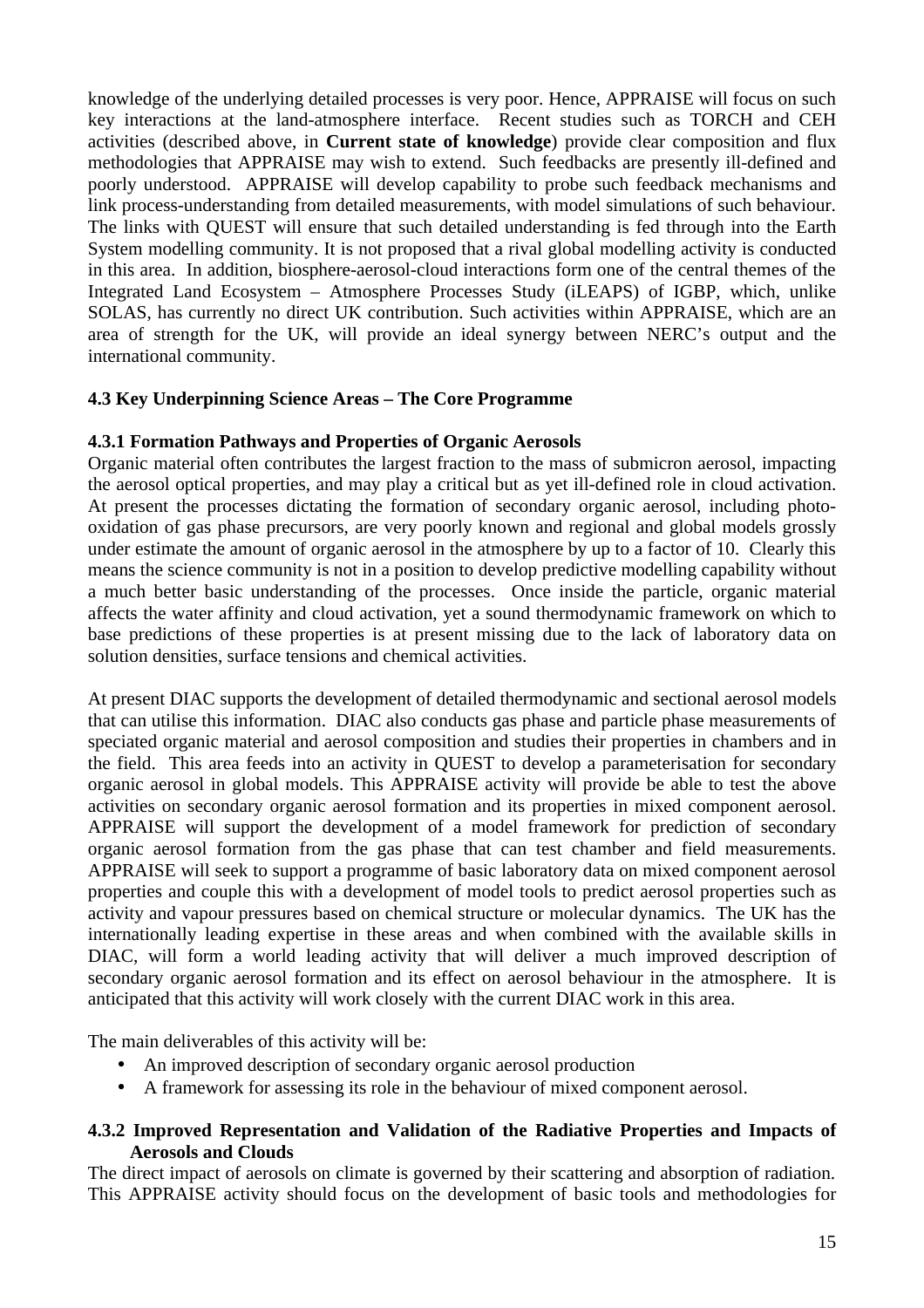knowledge of the underlying detailed processes is very poor. Hence, APPRAISE will focus on such key interactions at the land-atmosphere interface. Recent studies such as TORCH and CEH activities (described above, in **Current state of knowledge**) provide clear composition and flux methodologies that APPRAISE may wish to extend. Such feedbacks are presently ill-defined and poorly understood. APPRAISE will develop capability to probe such feedback mechanisms and link process-understanding from detailed measurements, with model simulations of such behaviour. The links with QUEST will ensure that such detailed understanding is fed through into the Earth System modelling community. It is not proposed that a rival global modelling activity is conducted in this area. In addition, biosphere-aerosol-cloud interactions form one of the central themes of the Integrated Land Ecosystem – Atmosphere Processes Study (iLEAPS) of IGBP, which, unlike SOLAS, has currently no direct UK contribution. Such activities within APPRAISE, which are an area of strength for the UK, will provide an ideal synergy between NERC's output and the international community.

### 4.3 Key Underpinning Science Areas – The Core Programme

#### 4.3.1 Formation Pathways and Properties of Organic Aerosols

Organic material often contributes the largest fraction to the mass of submicron aerosol, impacting the aerosol optical properties, and may play a critical but as yet ill-defined role in cloud activation. At present the processes dictating the formation of secondary organic aerosol, including photo-oxidation of gas phase precursors, are very poorly known and regional and global models grossly under estimate the amount of organic aerosol in the atmosphere by up to a factor of 10. Clearly this means the science community is not in a position to develop predictive modelling capability without a much better basic understanding of the processes. Once inside the particle, organic material affects the water affinity and cloud activation, yet a sound thermodynamic framework on which to base predictions of these properties is at present missing due to the lack of laboratory data on solution densities, surface tensions and chemical activities.

At present DIAC supports the development of detailed thermodynamic and sectional aerosol models that can utilise this information. DIAC also conducts gas phase and particle phase measurements of speciated organic material and aerosol composition and studies their properties in chambers and in the field. This area feeds into an activity in QUEST to develop a parameterisation for secondary organic aerosol in global models. This APPRAISE activity will provide be able to test the above activities on secondary organic aerosol formation and its properties in mixed component aerosol. APPRAISE will support the development of a model framework for prediction of secondary organic aerosol formation from the gas phase that can test chamber and field measurements. APPRAISE will seek to support a programme of basic laboratory data on mixed component aerosol properties and couple this with a development of model tools to predict aerosol properties such as activity and vapour pressures based on chemical structure or molecular dynamics. The UK has the internationally leading expertise in these areas and when combined with the available skills in DIAC, will form a world leading activity that will deliver a much improved description of secondary organic aerosol formation and its effect on aerosol behaviour in the atmosphere. It is anticipated that this activity will work closely with the current DIAC work in this area.

The main deliverables of this activity will be:

- An improved description of secondary organic aerosol production
- A framework for assessing its role in the behaviour of mixed component aerosol.

#### 4.3.2 Improved Representation and Validation of the Radiative Properties and Impacts of Aerosols and Clouds

The direct impact of aerosols on climate is governed by their scattering and absorption of radiation. This APPRAISE activity should focus on the development of basic tools and methodologies for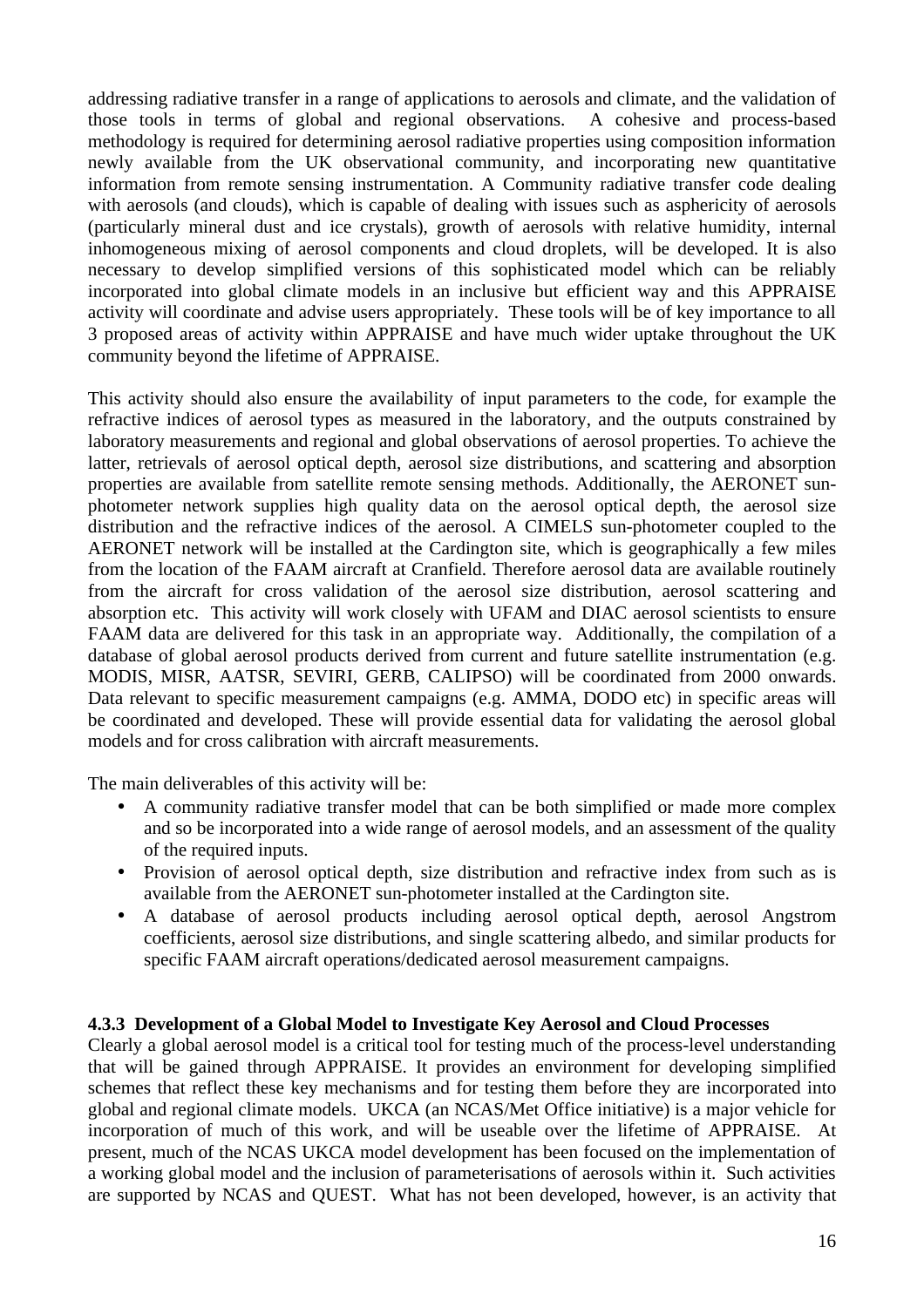addressing radiative transfer in a range of applications to aerosols and climate, and the validation of those tools in terms of global and regional observations. A cohesive and process-based methodology is required for determining aerosol radiative properties using composition information newly available from the UK observational community, and incorporating new quantitative information from remote sensing instrumentation. A Community radiative transfer code dealing with aerosols (and clouds), which is capable of dealing with issues such as asphericity of aerosols (particularly mineral dust and ice crystals), growth of aerosols with relative humidity, internal inhomogeneous mixing of aerosol components and cloud droplets, will be developed. It is also necessary to develop simplified versions of this sophisticated model which can be reliably incorporated into global climate models in an inclusive but efficient way and this APPRAISE activity will coordinate and advise users appropriately. These tools will be of key importance to all 3 proposed areas of activity within APPRAISE and have much wider uptake throughout the UK community beyond the lifetime of APPRAISE.

This activity should also ensure the availability of input parameters to the code, for example the refractive indices of aerosol types as measured in the laboratory, and the outputs constrained by laboratory measurements and regional and global observations of aerosol properties. To achieve the latter, retrievals of aerosol optical depth, aerosol size distributions, and scattering and absorption properties are available from satellite remote sensing methods. Additionally, the AERONET sun-photometer network supplies high quality data on the aerosol optical depth, the aerosol size distribution and the refractive indices of the aerosol. A CIMELS sun-photometer coupled to the AERONET network will be installed at the Cardington site, which is geographically a few miles from the location of the FAAM aircraft at Cranfield. Therefore aerosol data are available routinely from the aircraft for cross validation of the aerosol size distribution, aerosol scattering and absorption etc. This activity will work closely with UFAM and DIAC aerosol scientists to ensure FAAM data are delivered for this task in an appropriate way. Additionally, the compilation of a database of global aerosol products derived from current and future satellite instrumentation (e.g. MODIS, MISR, AATSR, SEVIRI, GERB, CALIPSO) will be coordinated from 2000 onwards. Data relevant to specific measurement campaigns (e.g. AMMA, DODO etc) in specific areas will be coordinated and developed. These will provide essential data for validating the aerosol global models and for cross calibration with aircraft measurements.

The main deliverables of this activity will be:

- A community radiative transfer model that can be both simplified or made more complex and so be incorporated into a wide range of aerosol models, and an assessment of the quality of the required inputs.
- Provision of aerosol optical depth, size distribution and refractive index from such as is available from the AERONET sun-photometer installed at the Cardington site.
- A database of aerosol products including aerosol optical depth, aerosol Angstrom coefficients, aerosol size distributions, and single scattering albedo, and similar products for specific FAAM aircraft operations/dedicated aerosol measurement campaigns.

**4.3.3 Development of a Global Model to Investigate Key Aerosol and Cloud Processes**

Clearly a global aerosol model is a critical tool for testing much of the process-level understanding that will be gained through APPRAISE. It provides an environment for developing simplified schemes that reflect these key mechanisms and for testing them before they are incorporated into global and regional climate models. UKCA (an NCAS/Met Office initiative) is a major vehicle for incorporation of much of this work, and will be useable over the lifetime of APPRAISE. At present, much of the NCAS UKCA model development has been focused on the implementation of a working global model and the inclusion of parameterisations of aerosols within it. Such activities are supported by NCAS and QUEST. What has not been developed, however, is an activity that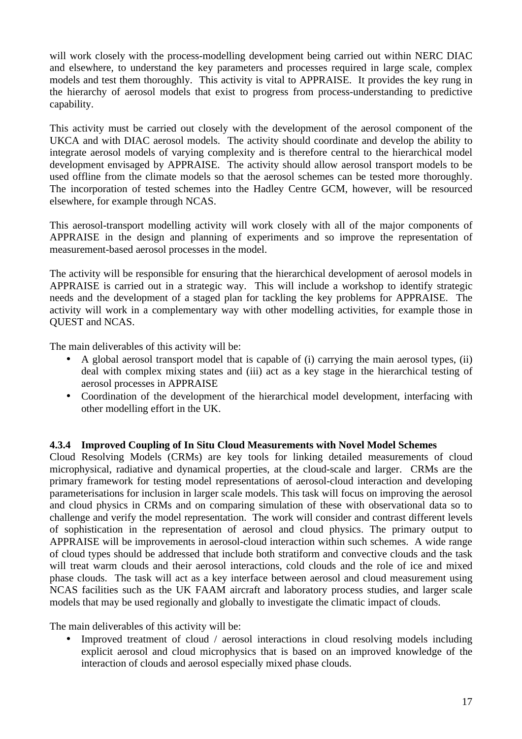will work closely with the process-modelling development being carried out within NERC DIAC and elsewhere, to understand the key parameters and processes required in large scale, complex models and test them thoroughly. This activity is vital to APPRAISE. It provides the key rung in the hierarchy of aerosol models that exist to progress from process-understanding to predictive capability.

This activity must be carried out closely with the development of the aerosol component of the UKCA and with DIAC aerosol models. The activity should coordinate and develop the ability to integrate aerosol models of varying complexity and is therefore central to the hierarchical model development envisaged by APPRAISE. The activity should allow aerosol transport models to be used offline from the climate models so that the aerosol schemes can be tested more thoroughly. The incorporation of tested schemes into the Hadley Centre GCM, however, will be resourced elsewhere, for example through NCAS.

This aerosol-transport modelling activity will work closely with all of the major components of APPRAISE in the design and planning of experiments and so improve the representation of measurement-based aerosol processes in the model.

The activity will be responsible for ensuring that the hierarchical development of aerosol models in APPRAISE is carried out in a strategic way. This will include a workshop to identify strategic needs and the development of a staged plan for tackling the key problems for APPRAISE. The activity will work in a complementary way with other modelling activities, for example those in QUEST and NCAS.

The main deliverables of this activity will be:

- A global aerosol transport model that is capable of (i) carrying the main aerosol types, (ii) deal with complex mixing states and (iii) act as a key stage in the hierarchical testing of aerosol processes in APPRAISE
- Coordination of the development of the hierarchical model development, interfacing with other modelling effort in the UK.

### 4.3.4 Improved Coupling of In Situ Cloud Measurements with Novel Model Schemes

Cloud Resolving Models (CRMs) are key tools for linking detailed measurements of cloud microphysical, radiative and dynamical properties, at the cloud-scale and larger. CRMs are the primary framework for testing model representations of aerosol-cloud interaction and developing parameterisations for inclusion in larger scale models. This task will focus on improving the aerosol and cloud physics in CRMs and on comparing simulation of these with observational data so to challenge and verify the model representation. The work will consider and contrast different levels of sophistication in the representation of aerosol and cloud physics. The primary output to APPRAISE will be improvements in aerosol-cloud interaction within such schemes. A wide range of cloud types should be addressed that include both stratiform and convective clouds and the task will treat warm clouds and their aerosol interactions, cold clouds and the role of ice and mixed phase clouds. The task will act as a key interface between aerosol and cloud measurement using NCAS facilities such as the UK FAAM aircraft and laboratory process studies, and larger scale models that may be used regionally and globally to investigate the climatic impact of clouds.

The main deliverables of this activity will be:

- Improved treatment of cloud / aerosol interactions in cloud resolving models including explicit aerosol and cloud microphysics that is based on an improved knowledge of the interaction of clouds and aerosol especially mixed phase clouds.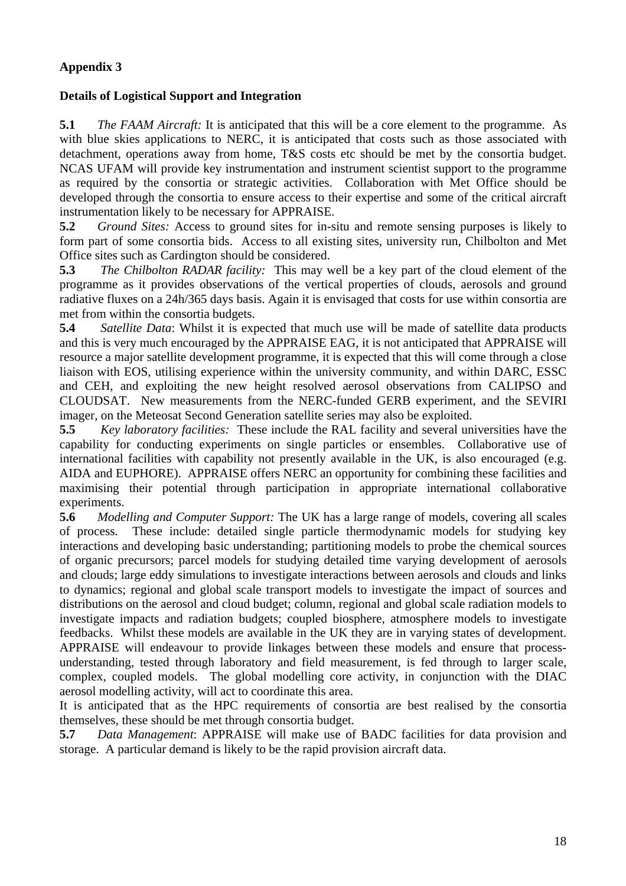**Appendix 3**

**Details of Logistical Support and Integration**

**5.1** *The FAAM Aircraft:* It is anticipated that this will be a core element to the programme. As with blue skies applications to NERC, it is anticipated that costs such as those associated with detachment, operations away from home, T&S costs etc should be met by the consortia budget. NCAS UFAM will provide key instrumentation and instrument scientist support to the programme as required by the consortia or strategic activities. Collaboration with Met Office should be developed through the consortia to ensure access to their expertise and some of the critical aircraft instrumentation likely to be necessary for APPRAISE.

**5.2** *Ground Sites:* Access to ground sites for in-situ and remote sensing purposes is likely to form part of some consortia bids. Access to all existing sites, university run, Chilbolton and Met Office sites such as Cardington should be considered.

**5.3** *The Chilbolton RADAR facility:* This may well be a key part of the cloud element of the programme as it provides observations of the vertical properties of clouds, aerosols and ground radiative fluxes on a 24h/365 days basis. Again it is envisaged that costs for use within consortia are met from within the consortia budgets.

**5.4** *Satellite Data*: Whilst it is expected that much use will be made of satellite data products and this is very much encouraged by the APPRAISE EAG, it is not anticipated that APPRAISE will resource a major satellite development programme, it is expected that this will come through a close liaison with EOS, utilising experience within the university community, and within DARC, ESSC and CEH, and exploiting the new height resolved aerosol observations from CALIPSO and CLOUDSAT. New measurements from the NERC-funded GERB experiment, and the SEVIRI imager, on the Meteosat Second Generation satellite series may also be exploited.

**5.5** *Key laboratory facilities:* These include the RAL facility and several universities have the capability for conducting experiments on single particles or ensembles. Collaborative use of international facilities with capability not presently available in the UK, is also encouraged (e.g. AIDA and EUPHORE). APPRAISE offers NERC an opportunity for combining these facilities and maximising their potential through participation in appropriate international collaborative experiments.

**5.6** *Modelling and Computer Support:* The UK has a large range of models, covering all scales of process. These include: detailed single particle thermodynamic models for studying key interactions and developing basic understanding; partitioning models to probe the chemical sources of organic precursors; parcel models for studying detailed time varying development of aerosols and clouds; large eddy simulations to investigate interactions between aerosols and clouds and links to dynamics; regional and global scale transport models to investigate the impact of sources and distributions on the aerosol and cloud budget; column, regional and global scale radiation models to investigate impacts and radiation budgets; coupled biosphere, atmosphere models to investigate feedbacks. Whilst these models are available in the UK they are in varying states of development. APPRAISE will endeavour to provide linkages between these models and ensure that process-understanding, tested through laboratory and field measurement, is fed through to larger scale, complex, coupled models. The global modelling core activity, in conjunction with the DIAC aerosol modelling activity, will act to coordinate this area.

It is anticipated that as the HPC requirements of consortia are best realised by the consortia themselves, these should be met through consortia budget.

**5.7** *Data Management*: APPRAISE will make use of BADC facilities for data provision and storage. A particular demand is likely to be the rapid provision aircraft data.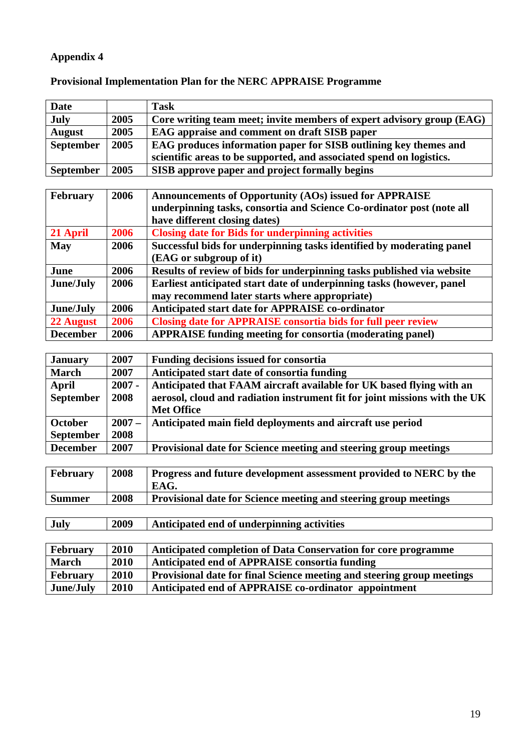## Appendix 4

## Provisional Implementation Plan for the NERC APPRAISE Programme

| Date | | Task |
|---|---|---|
| July | 2005 | Core writing team meet; invite members of expert advisory group (EAG) |
| August | 2005 | EAG appraise and comment on draft SISB paper |
| September | 2005 | EAG produces information paper for SISB outlining key themes and scientific areas to be supported, and associated spend on logistics. |
| September | 2005 | SISB approve paper and project formally begins |

| | | |
|---|---|---|
| February | 2006 | Announcements of Opportunity (AOs) issued for APPRAISE underpinning tasks, consortia and Science Co-ordinator post (note all have different closing dates) |
| 21 April | 2006 | Closing date for Bids for underpinning activities |
| May | 2006 | Successful bids for underpinning tasks identified by moderating panel (EAG or subgroup of it) |
| June | 2006 | Results of review of bids for underpinning tasks published via website |
| June/July | 2006 | Earliest anticipated start date of underpinning tasks (however, panel may recommend later starts where appropriate) |
| June/July | 2006 | Anticipated start date for APPRAISE co-ordinator |
| 22 August | 2006 | Closing date for APPRAISE consortia bids for full peer review |
| December | 2006 | APPRAISE funding meeting for consortia (moderating panel) |

| | | |
|---|---|---|
| January | 2007 | Funding decisions issued for consortia |
| March | 2007 | Anticipated start date of consortia funding |
| April September | 2007 - 2008 | Anticipated that FAAM aircraft available for UK based flying with an aerosol, cloud and radiation instrument fit for joint missions with the UK Met Office |
| October September | 2007 – 2008 | Anticipated main field deployments and aircraft use period |
| December | 2007 | Provisional date for Science meeting and steering group meetings |

| | | |
|---|---|---|
| February | 2008 | Progress and future development assessment provided to NERC by the EAG. |
| Summer | 2008 | Provisional date for Science meeting and steering group meetings |

| | | |
|---|---|---|
| July | 2009 | Anticipated end of underpinning activities |

| | | |
|---|---|---|
| February | 2010 | Anticipated completion of Data Conservation for core programme |
| March | 2010 | Anticipated end of APPRAISE consortia funding |
| February | 2010 | Provisional date for final Science meeting and steering group meetings |
| June/July | 2010 | Anticipated end of APPRAISE co-ordinator appointment |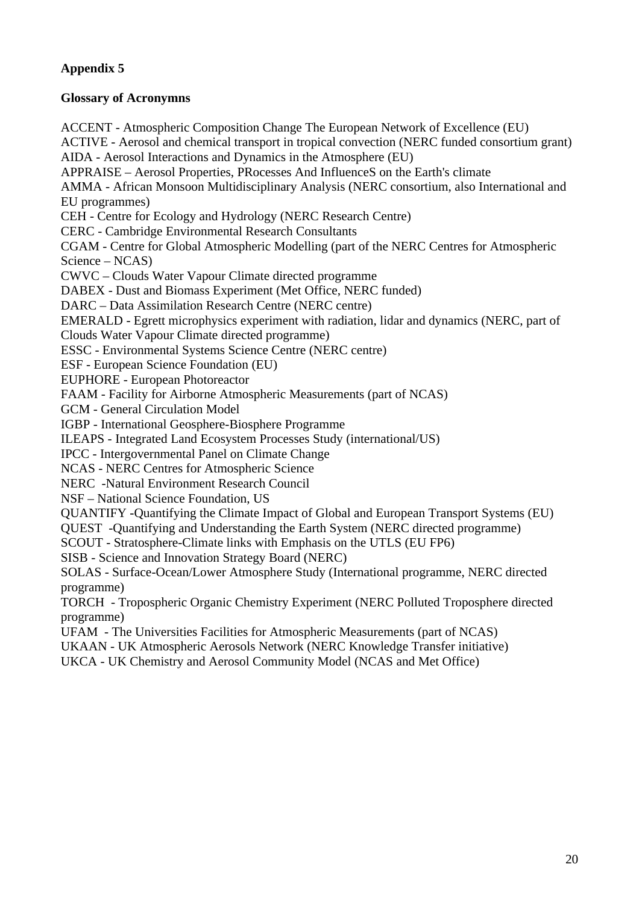**Appendix 5**

**Glossary of Acronymns**

ACCENT - Atmospheric Composition Change The European Network of Excellence (EU)
ACTIVE - Aerosol and chemical transport in tropical convection (NERC funded consortium grant)
AIDA - Aerosol Interactions and Dynamics in the Atmosphere (EU)
APPRAISE – Aerosol Properties, PRocesses And InfluenceS on the Earth's climate
AMMA - African Monsoon Multidisciplinary Analysis (NERC consortium, also International and EU programmes)
CEH - Centre for Ecology and Hydrology (NERC Research Centre)
CERC - Cambridge Environmental Research Consultants
CGAM - Centre for Global Atmospheric Modelling (part of the NERC Centres for Atmospheric Science – NCAS)
CWVC – Clouds Water Vapour Climate directed programme
DABEX - Dust and Biomass Experiment (Met Office, NERC funded)
DARC – Data Assimilation Research Centre (NERC centre)
EMERALD - Egrett microphysics experiment with radiation, lidar and dynamics (NERC, part of Clouds Water Vapour Climate directed programme)
ESSC - Environmental Systems Science Centre (NERC centre)
ESF - European Science Foundation (EU)
EUPHORE - European Photoreactor
FAAM - Facility for Airborne Atmospheric Measurements (part of NCAS)
GCM - General Circulation Model
IGBP - International Geosphere-Biosphere Programme
ILEAPS - Integrated Land Ecosystem Processes Study (international/US)
IPCC - Intergovernmental Panel on Climate Change
NCAS - NERC Centres for Atmospheric Science
NERC -Natural Environment Research Council
NSF – National Science Foundation, US
QUANTIFY -Quantifying the Climate Impact of Global and European Transport Systems (EU)
QUEST -Quantifying and Understanding the Earth System (NERC directed programme)
SCOUT - Stratosphere-Climate links with Emphasis on the UTLS (EU FP6)
SISB - Science and Innovation Strategy Board (NERC)
SOLAS - Surface-Ocean/Lower Atmosphere Study (International programme, NERC directed programme)
TORCH - Tropospheric Organic Chemistry Experiment (NERC Polluted Troposphere directed programme)
UFAM - The Universities Facilities for Atmospheric Measurements (part of NCAS)
UKAAN - UK Atmospheric Aerosols Network (NERC Knowledge Transfer initiative)
UKCA - UK Chemistry and Aerosol Community Model (NCAS and Met Office)